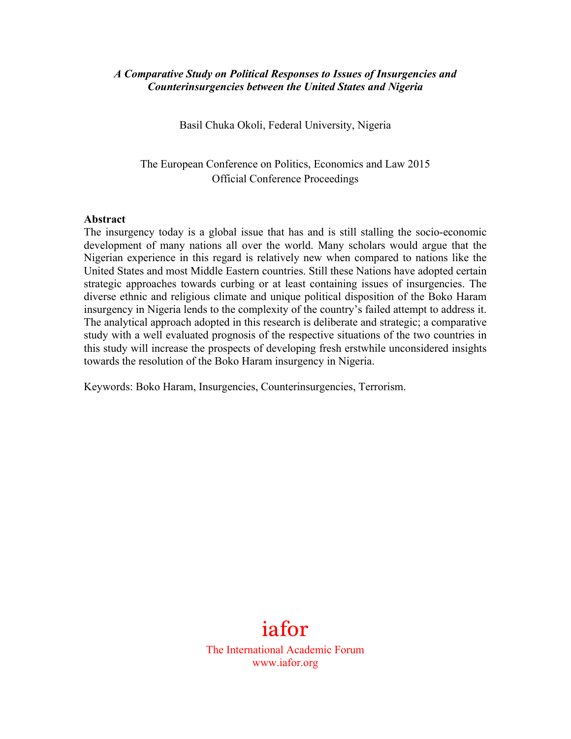# *A Comparative Study on Political Responses to Issues of Insurgencies and Counterinsurgencies between the United States and Nigeria*

Basil Chuka Okoli, Federal University, Nigeria

The European Conference on Politics, Economics and Law 2015
Official Conference Proceedings

**Abstract**

The insurgency today is a global issue that has and is still stalling the socio-economic development of many nations all over the world. Many scholars would argue that the Nigerian experience in this regard is relatively new when compared to nations like the United States and most Middle Eastern countries. Still these Nations have adopted certain strategic approaches towards curbing or at least containing issues of insurgencies. The diverse ethnic and religious climate and unique political disposition of the Boko Haram insurgency in Nigeria lends to the complexity of the country's failed attempt to address it. The analytical approach adopted in this research is deliberate and strategic; a comparative study with a well evaluated prognosis of the respective situations of the two countries in this study will increase the prospects of developing fresh erstwhile unconsidered insights towards the resolution of the Boko Haram insurgency in Nigeria.

Keywords: Boko Haram, Insurgencies, Counterinsurgencies, Terrorism.

iafor
The International Academic Forum
www.iafor.org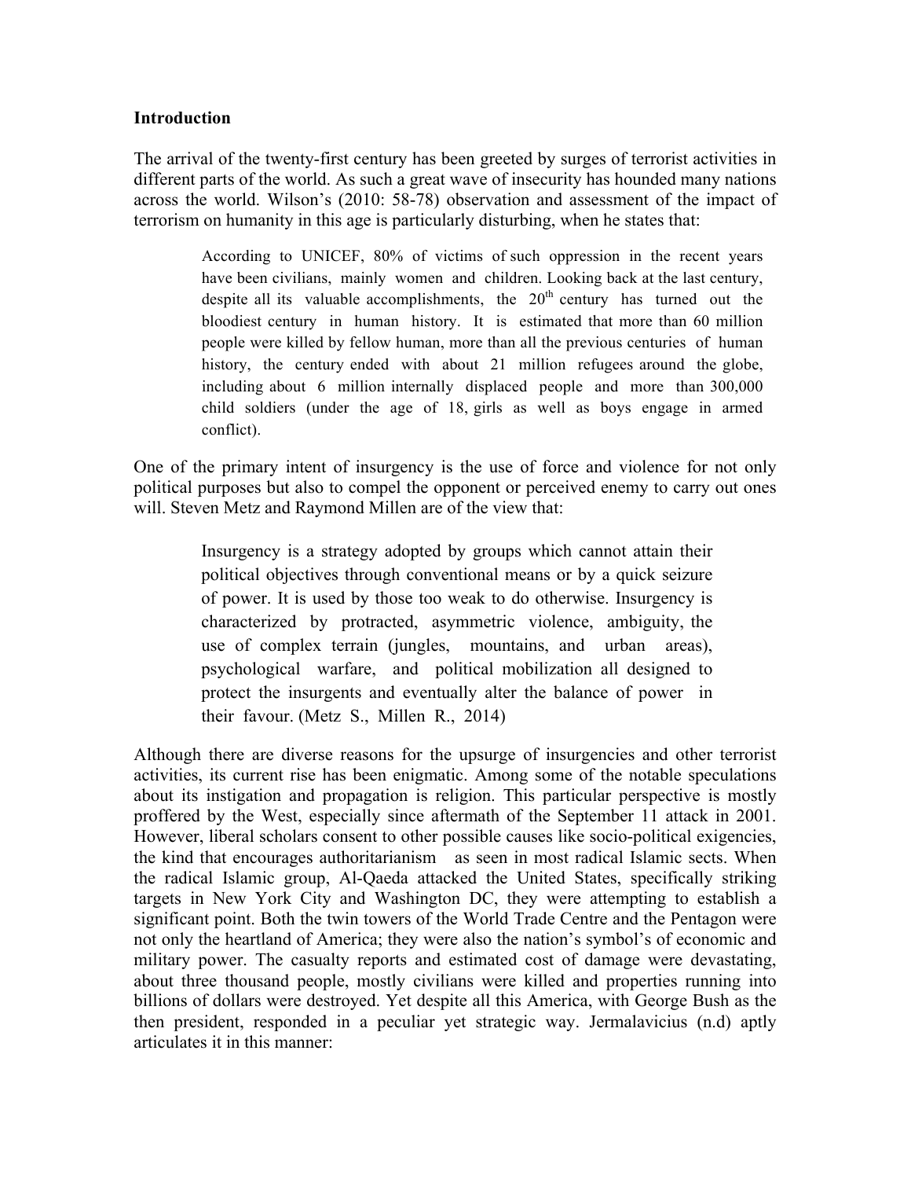**Introduction**

The arrival of the twenty-first century has been greeted by surges of terrorist activities in different parts of the world. As such a great wave of insecurity has hounded many nations across the world. Wilson's (2010: 58-78) observation and assessment of the impact of terrorism on humanity in this age is particularly disturbing, when he states that:

> According to UNICEF, 80% of victims of such oppression in the recent years have been civilians, mainly women and children. Looking back at the last century, despite all its valuable accomplishments, the 20th century has turned out the bloodiest century in human history. It is estimated that more than 60 million people were killed by fellow human, more than all the previous centuries of human history, the century ended with about 21 million refugees around the globe, including about 6 million internally displaced people and more than 300,000 child soldiers (under the age of 18, girls as well as boys engage in armed conflict).

One of the primary intent of insurgency is the use of force and violence for not only political purposes but also to compel the opponent or perceived enemy to carry out ones will. Steven Metz and Raymond Millen are of the view that:

> Insurgency is a strategy adopted by groups which cannot attain their political objectives through conventional means or by a quick seizure of power. It is used by those too weak to do otherwise. Insurgency is characterized by protracted, asymmetric violence, ambiguity, the use of complex terrain (jungles, mountains, and urban areas), psychological warfare, and political mobilization all designed to protect the insurgents and eventually alter the balance of power in their favour. (Metz S., Millen R., 2014)

Although there are diverse reasons for the upsurge of insurgencies and other terrorist activities, its current rise has been enigmatic. Among some of the notable speculations about its instigation and propagation is religion. This particular perspective is mostly proffered by the West, especially since aftermath of the September 11 attack in 2001. However, liberal scholars consent to other possible causes like socio-political exigencies, the kind that encourages authoritarianism as seen in most radical Islamic sects. When the radical Islamic group, Al-Qaeda attacked the United States, specifically striking targets in New York City and Washington DC, they were attempting to establish a significant point. Both the twin towers of the World Trade Centre and the Pentagon were not only the heartland of America; they were also the nation's symbol's of economic and military power. The casualty reports and estimated cost of damage were devastating, about three thousand people, mostly civilians were killed and properties running into billions of dollars were destroyed. Yet despite all this America, with George Bush as the then president, responded in a peculiar yet strategic way. Jermalavicius (n.d) aptly articulates it in this manner: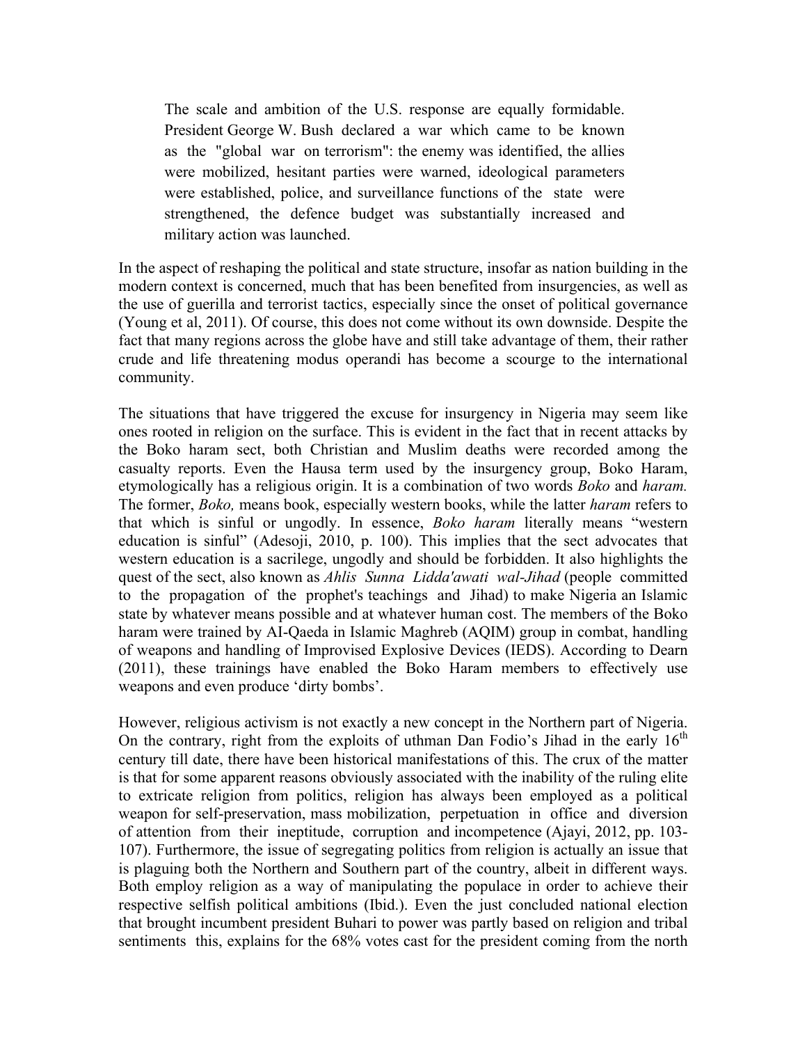> The scale and ambition of the U.S. response are equally formidable. President George W. Bush declared a war which came to be known as the "global war on terrorism": the enemy was identified, the allies were mobilized, hesitant parties were warned, ideological parameters were established, police, and surveillance functions of the state were strengthened, the defence budget was substantially increased and military action was launched.

In the aspect of reshaping the political and state structure, insofar as nation building in the modern context is concerned, much that has been benefited from insurgencies, as well as the use of guerilla and terrorist tactics, especially since the onset of political governance (Young et al, 2011). Of course, this does not come without its own downside. Despite the fact that many regions across the globe have and still take advantage of them, their rather crude and life threatening modus operandi has become a scourge to the international community.

The situations that have triggered the excuse for insurgency in Nigeria may seem like ones rooted in religion on the surface. This is evident in the fact that in recent attacks by the Boko haram sect, both Christian and Muslim deaths were recorded among the casualty reports. Even the Hausa term used by the insurgency group, Boko Haram, etymologically has a religious origin. It is a combination of two words *Boko* and *haram.* The former, *Boko,* means book, especially western books, while the latter *haram* refers to that which is sinful or ungodly. In essence, *Boko haram* literally means "western education is sinful" (Adesoji, 2010, p. 100). This implies that the sect advocates that western education is a sacrilege, ungodly and should be forbidden. It also highlights the quest of the sect, also known as *Ahlis Sunna Lidda'awati wal-Jihad* (people committed to the propagation of the prophet's teachings and Jihad) to make Nigeria an Islamic state by whatever means possible and at whatever human cost. The members of the Boko haram were trained by AI-Qaeda in Islamic Maghreb (AQIM) group in combat, handling of weapons and handling of Improvised Explosive Devices (IEDS). According to Dearn (2011), these trainings have enabled the Boko Haram members to effectively use weapons and even produce 'dirty bombs'.

However, religious activism is not exactly a new concept in the Northern part of Nigeria. On the contrary, right from the exploits of uthman Dan Fodio's Jihad in the early 16th century till date, there have been historical manifestations of this. The crux of the matter is that for some apparent reasons obviously associated with the inability of the ruling elite to extricate religion from politics, religion has always been employed as a political weapon for self-preservation, mass mobilization, perpetuation in office and diversion of attention from their ineptitude, corruption and incompetence (Ajayi, 2012, pp. 103-107). Furthermore, the issue of segregating politics from religion is actually an issue that is plaguing both the Northern and Southern part of the country, albeit in different ways. Both employ religion as a way of manipulating the populace in order to achieve their respective selfish political ambitions (Ibid.). Even the just concluded national election that brought incumbent president Buhari to power was partly based on religion and tribal sentiments this, explains for the 68% votes cast for the president coming from the north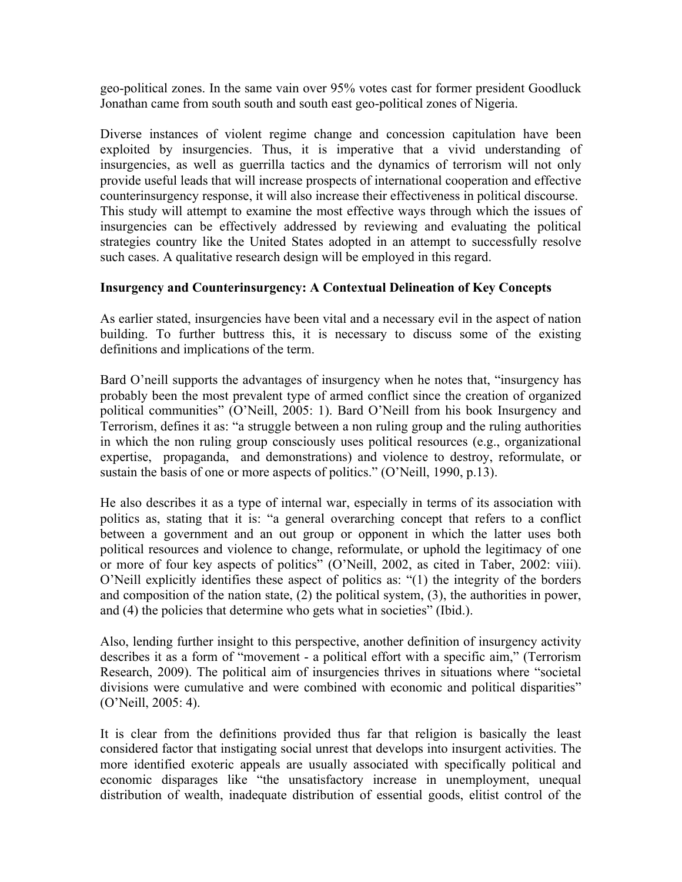geo-political zones. In the same vain over 95% votes cast for former president Goodluck Jonathan came from south south and south east geo-political zones of Nigeria.

Diverse instances of violent regime change and concession capitulation have been exploited by insurgencies. Thus, it is imperative that a vivid understanding of insurgencies, as well as guerrilla tactics and the dynamics of terrorism will not only provide useful leads that will increase prospects of international cooperation and effective counterinsurgency response, it will also increase their effectiveness in political discourse. This study will attempt to examine the most effective ways through which the issues of insurgencies can be effectively addressed by reviewing and evaluating the political strategies country like the United States adopted in an attempt to successfully resolve such cases. A qualitative research design will be employed in this regard.

**Insurgency and Counterinsurgency: A Contextual Delineation of Key Concepts**

As earlier stated, insurgencies have been vital and a necessary evil in the aspect of nation building. To further buttress this, it is necessary to discuss some of the existing definitions and implications of the term.

Bard O'neill supports the advantages of insurgency when he notes that, "insurgency has probably been the most prevalent type of armed conflict since the creation of organized political communities" (O'Neill, 2005: 1). Bard O'Neill from his book Insurgency and Terrorism, defines it as: "a struggle between a non ruling group and the ruling authorities in which the non ruling group consciously uses political resources (e.g., organizational expertise, propaganda, and demonstrations) and violence to destroy, reformulate, or sustain the basis of one or more aspects of politics." (O'Neill, 1990, p.13).

He also describes it as a type of internal war, especially in terms of its association with politics as, stating that it is: "a general overarching concept that refers to a conflict between a government and an out group or opponent in which the latter uses both political resources and violence to change, reformulate, or uphold the legitimacy of one or more of four key aspects of politics" (O'Neill, 2002, as cited in Taber, 2002: viii). O'Neill explicitly identifies these aspect of politics as: "(1) the integrity of the borders and composition of the nation state, (2) the political system, (3), the authorities in power, and (4) the policies that determine who gets what in societies" (Ibid.).

Also, lending further insight to this perspective, another definition of insurgency activity describes it as a form of "movement - a political effort with a specific aim," (Terrorism Research, 2009). The political aim of insurgencies thrives in situations where "societal divisions were cumulative and were combined with economic and political disparities" (O'Neill, 2005: 4).

It is clear from the definitions provided thus far that religion is basically the least considered factor that instigating social unrest that develops into insurgent activities. The more identified exoteric appeals are usually associated with specifically political and economic disparages like "the unsatisfactory increase in unemployment, unequal distribution of wealth, inadequate distribution of essential goods, elitist control of the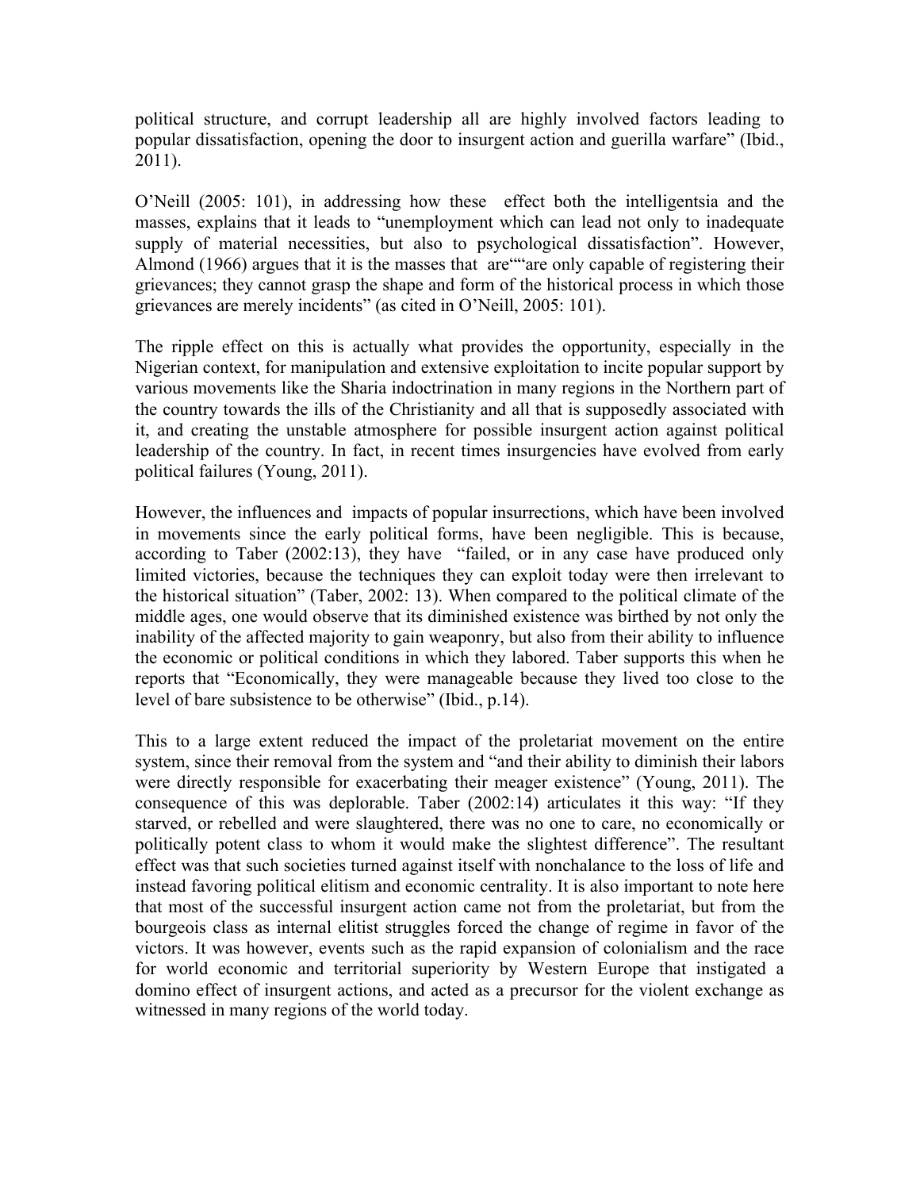political structure, and corrupt leadership all are highly involved factors leading to popular dissatisfaction, opening the door to insurgent action and guerilla warfare" (Ibid., 2011).

O'Neill (2005: 101), in addressing how these effect both the intelligentsia and the masses, explains that it leads to "unemployment which can lead not only to inadequate supply of material necessities, but also to psychological dissatisfaction". However, Almond (1966) argues that it is the masses that are""are only capable of registering their grievances; they cannot grasp the shape and form of the historical process in which those grievances are merely incidents" (as cited in O'Neill, 2005: 101).

The ripple effect on this is actually what provides the opportunity, especially in the Nigerian context, for manipulation and extensive exploitation to incite popular support by various movements like the Sharia indoctrination in many regions in the Northern part of the country towards the ills of the Christianity and all that is supposedly associated with it, and creating the unstable atmosphere for possible insurgent action against political leadership of the country. In fact, in recent times insurgencies have evolved from early political failures (Young, 2011).

However, the influences and impacts of popular insurrections, which have been involved in movements since the early political forms, have been negligible. This is because, according to Taber (2002:13), they have "failed, or in any case have produced only limited victories, because the techniques they can exploit today were then irrelevant to the historical situation" (Taber, 2002: 13). When compared to the political climate of the middle ages, one would observe that its diminished existence was birthed by not only the inability of the affected majority to gain weaponry, but also from their ability to influence the economic or political conditions in which they labored. Taber supports this when he reports that "Economically, they were manageable because they lived too close to the level of bare subsistence to be otherwise" (Ibid., p.14).

This to a large extent reduced the impact of the proletariat movement on the entire system, since their removal from the system and "and their ability to diminish their labors were directly responsible for exacerbating their meager existence" (Young, 2011). The consequence of this was deplorable. Taber (2002:14) articulates it this way: "If they starved, or rebelled and were slaughtered, there was no one to care, no economically or politically potent class to whom it would make the slightest difference". The resultant effect was that such societies turned against itself with nonchalance to the loss of life and instead favoring political elitism and economic centrality. It is also important to note here that most of the successful insurgent action came not from the proletariat, but from the bourgeois class as internal elitist struggles forced the change of regime in favor of the victors. It was however, events such as the rapid expansion of colonialism and the race for world economic and territorial superiority by Western Europe that instigated a domino effect of insurgent actions, and acted as a precursor for the violent exchange as witnessed in many regions of the world today.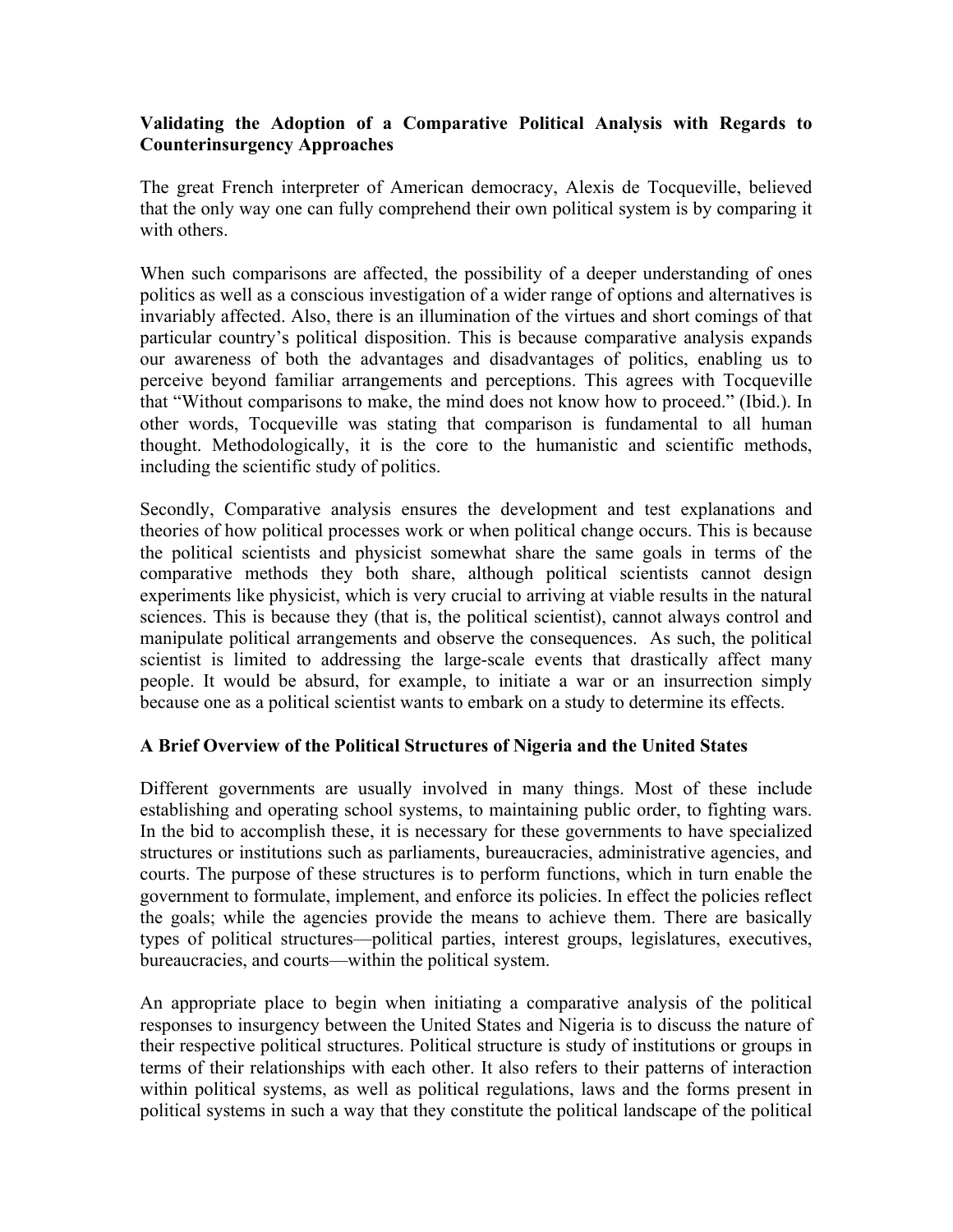**Validating the Adoption of a Comparative Political Analysis with Regards to Counterinsurgency Approaches**

The great French interpreter of American democracy, Alexis de Tocqueville, believed that the only way one can fully comprehend their own political system is by comparing it with others.

When such comparisons are affected, the possibility of a deeper understanding of ones politics as well as a conscious investigation of a wider range of options and alternatives is invariably affected. Also, there is an illumination of the virtues and short comings of that particular country's political disposition. This is because comparative analysis expands our awareness of both the advantages and disadvantages of politics, enabling us to perceive beyond familiar arrangements and perceptions. This agrees with Tocqueville that "Without comparisons to make, the mind does not know how to proceed." (Ibid.). In other words, Tocqueville was stating that comparison is fundamental to all human thought. Methodologically, it is the core to the humanistic and scientific methods, including the scientific study of politics.

Secondly, Comparative analysis ensures the development and test explanations and theories of how political processes work or when political change occurs. This is because the political scientists and physicist somewhat share the same goals in terms of the comparative methods they both share, although political scientists cannot design experiments like physicist, which is very crucial to arriving at viable results in the natural sciences. This is because they (that is, the political scientist), cannot always control and manipulate political arrangements and observe the consequences. As such, the political scientist is limited to addressing the large-scale events that drastically affect many people. It would be absurd, for example, to initiate a war or an insurrection simply because one as a political scientist wants to embark on a study to determine its effects.

**A Brief Overview of the Political Structures of Nigeria and the United States**

Different governments are usually involved in many things. Most of these include establishing and operating school systems, to maintaining public order, to fighting wars. In the bid to accomplish these, it is necessary for these governments to have specialized structures or institutions such as parliaments, bureaucracies, administrative agencies, and courts. The purpose of these structures is to perform functions, which in turn enable the government to formulate, implement, and enforce its policies. In effect the policies reflect the goals; while the agencies provide the means to achieve them. There are basically types of political structures—political parties, interest groups, legislatures, executives, bureaucracies, and courts—within the political system.

An appropriate place to begin when initiating a comparative analysis of the political responses to insurgency between the United States and Nigeria is to discuss the nature of their respective political structures. Political structure is study of institutions or groups in terms of their relationships with each other. It also refers to their patterns of interaction within political systems, as well as political regulations, laws and the forms present in political systems in such a way that they constitute the political landscape of the political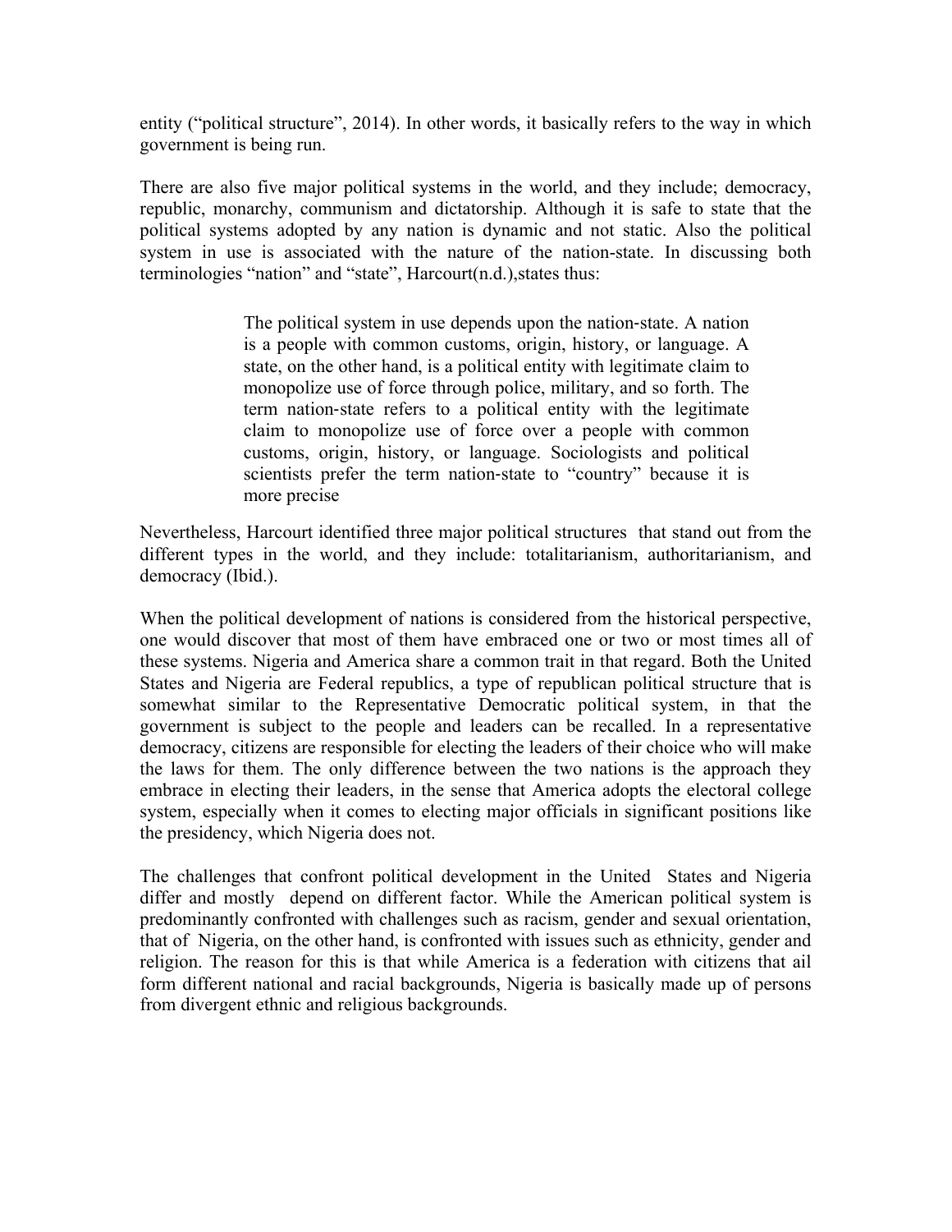entity ("political structure", 2014). In other words, it basically refers to the way in which government is being run.

There are also five major political systems in the world, and they include; democracy, republic, monarchy, communism and dictatorship. Although it is safe to state that the political systems adopted by any nation is dynamic and not static. Also the political system in use is associated with the nature of the nation-state. In discussing both terminologies "nation" and "state", Harcourt(n.d.),states thus:

> The political system in use depends upon the nation-state. A nation is a people with common customs, origin, history, or language. A state, on the other hand, is a political entity with legitimate claim to monopolize use of force through police, military, and so forth. The term nation-state refers to a political entity with the legitimate claim to monopolize use of force over a people with common customs, origin, history, or language. Sociologists and political scientists prefer the term nation-state to "country" because it is more precise

Nevertheless, Harcourt identified three major political structures that stand out from the different types in the world, and they include: totalitarianism, authoritarianism, and democracy (Ibid.).

When the political development of nations is considered from the historical perspective, one would discover that most of them have embraced one or two or most times all of these systems. Nigeria and America share a common trait in that regard. Both the United States and Nigeria are Federal republics, a type of republican political structure that is somewhat similar to the Representative Democratic political system, in that the government is subject to the people and leaders can be recalled. In a representative democracy, citizens are responsible for electing the leaders of their choice who will make the laws for them. The only difference between the two nations is the approach they embrace in electing their leaders, in the sense that America adopts the electoral college system, especially when it comes to electing major officials in significant positions like the presidency, which Nigeria does not.

The challenges that confront political development in the United States and Nigeria differ and mostly depend on different factor. While the American political system is predominantly confronted with challenges such as racism, gender and sexual orientation, that of Nigeria, on the other hand, is confronted with issues such as ethnicity, gender and religion. The reason for this is that while America is a federation with citizens that ail form different national and racial backgrounds, Nigeria is basically made up of persons from divergent ethnic and religious backgrounds.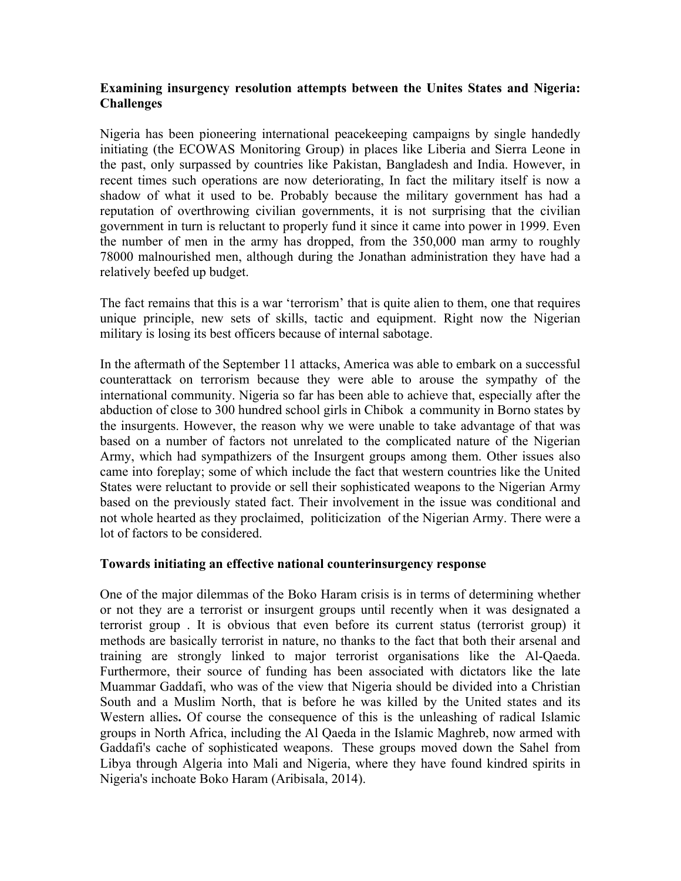**Examining insurgency resolution attempts between the Unites States and Nigeria: Challenges**

Nigeria has been pioneering international peacekeeping campaigns by single handedly initiating (the ECOWAS Monitoring Group) in places like Liberia and Sierra Leone in the past, only surpassed by countries like Pakistan, Bangladesh and India. However, in recent times such operations are now deteriorating, In fact the military itself is now a shadow of what it used to be. Probably because the military government has had a reputation of overthrowing civilian governments, it is not surprising that the civilian government in turn is reluctant to properly fund it since it came into power in 1999. Even the number of men in the army has dropped, from the 350,000 man army to roughly 78000 malnourished men, although during the Jonathan administration they have had a relatively beefed up budget.

The fact remains that this is a war 'terrorism' that is quite alien to them, one that requires unique principle, new sets of skills, tactic and equipment. Right now the Nigerian military is losing its best officers because of internal sabotage.

In the aftermath of the September 11 attacks, America was able to embark on a successful counterattack on terrorism because they were able to arouse the sympathy of the international community. Nigeria so far has been able to achieve that, especially after the abduction of close to 300 hundred school girls in Chibok a community in Borno states by the insurgents. However, the reason why we were unable to take advantage of that was based on a number of factors not unrelated to the complicated nature of the Nigerian Army, which had sympathizers of the Insurgent groups among them. Other issues also came into foreplay; some of which include the fact that western countries like the United States were reluctant to provide or sell their sophisticated weapons to the Nigerian Army based on the previously stated fact. Their involvement in the issue was conditional and not whole hearted as they proclaimed, politicization of the Nigerian Army. There were a lot of factors to be considered.

**Towards initiating an effective national counterinsurgency response**

One of the major dilemmas of the Boko Haram crisis is in terms of determining whether or not they are a terrorist or insurgent groups until recently when it was designated a terrorist group . It is obvious that even before its current status (terrorist group) it methods are basically terrorist in nature, no thanks to the fact that both their arsenal and training are strongly linked to major terrorist organisations like the Al-Qaeda. Furthermore, their source of funding has been associated with dictators like the late Muammar Gaddafi, who was of the view that Nigeria should be divided into a Christian South and a Muslim North, that is before he was killed by the United states and its Western allies**.** Of course the consequence of this is the unleashing of radical Islamic groups in North Africa, including the Al Qaeda in the Islamic Maghreb, now armed with Gaddafi's cache of sophisticated weapons. These groups moved down the Sahel from Libya through Algeria into Mali and Nigeria, where they have found kindred spirits in Nigeria's inchoate Boko Haram (Aribisala, 2014).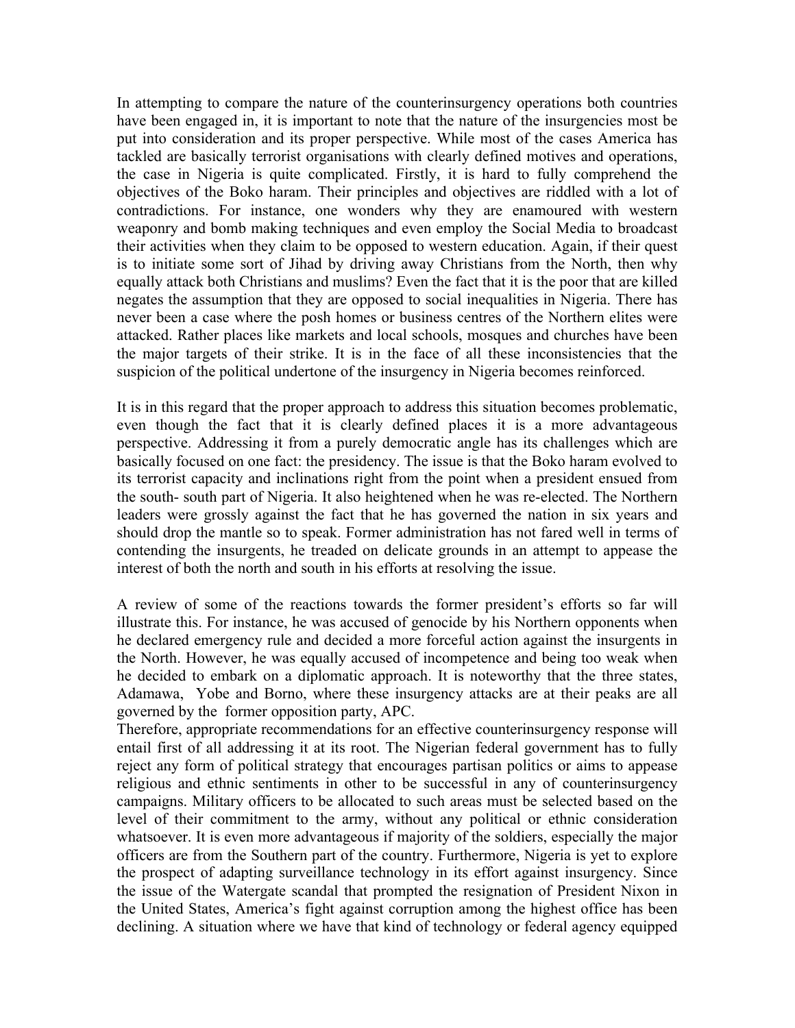In attempting to compare the nature of the counterinsurgency operations both countries have been engaged in, it is important to note that the nature of the insurgencies most be put into consideration and its proper perspective. While most of the cases America has tackled are basically terrorist organisations with clearly defined motives and operations, the case in Nigeria is quite complicated. Firstly, it is hard to fully comprehend the objectives of the Boko haram. Their principles and objectives are riddled with a lot of contradictions. For instance, one wonders why they are enamoured with western weaponry and bomb making techniques and even employ the Social Media to broadcast their activities when they claim to be opposed to western education. Again, if their quest is to initiate some sort of Jihad by driving away Christians from the North, then why equally attack both Christians and muslims? Even the fact that it is the poor that are killed negates the assumption that they are opposed to social inequalities in Nigeria. There has never been a case where the posh homes or business centres of the Northern elites were attacked. Rather places like markets and local schools, mosques and churches have been the major targets of their strike. It is in the face of all these inconsistencies that the suspicion of the political undertone of the insurgency in Nigeria becomes reinforced.

It is in this regard that the proper approach to address this situation becomes problematic, even though the fact that it is clearly defined places it is a more advantageous perspective. Addressing it from a purely democratic angle has its challenges which are basically focused on one fact: the presidency. The issue is that the Boko haram evolved to its terrorist capacity and inclinations right from the point when a president ensued from the south- south part of Nigeria. It also heightened when he was re-elected. The Northern leaders were grossly against the fact that he has governed the nation in six years and should drop the mantle so to speak. Former administration has not fared well in terms of contending the insurgents, he treaded on delicate grounds in an attempt to appease the interest of both the north and south in his efforts at resolving the issue.

A review of some of the reactions towards the former president's efforts so far will illustrate this. For instance, he was accused of genocide by his Northern opponents when he declared emergency rule and decided a more forceful action against the insurgents in the North. However, he was equally accused of incompetence and being too weak when he decided to embark on a diplomatic approach. It is noteworthy that the three states, Adamawa, Yobe and Borno, where these insurgency attacks are at their peaks are all governed by the former opposition party, APC.

Therefore, appropriate recommendations for an effective counterinsurgency response will entail first of all addressing it at its root. The Nigerian federal government has to fully reject any form of political strategy that encourages partisan politics or aims to appease religious and ethnic sentiments in other to be successful in any of counterinsurgency campaigns. Military officers to be allocated to such areas must be selected based on the level of their commitment to the army, without any political or ethnic consideration whatsoever. It is even more advantageous if majority of the soldiers, especially the major officers are from the Southern part of the country. Furthermore, Nigeria is yet to explore the prospect of adapting surveillance technology in its effort against insurgency. Since the issue of the Watergate scandal that prompted the resignation of President Nixon in the United States, America's fight against corruption among the highest office has been declining. A situation where we have that kind of technology or federal agency equipped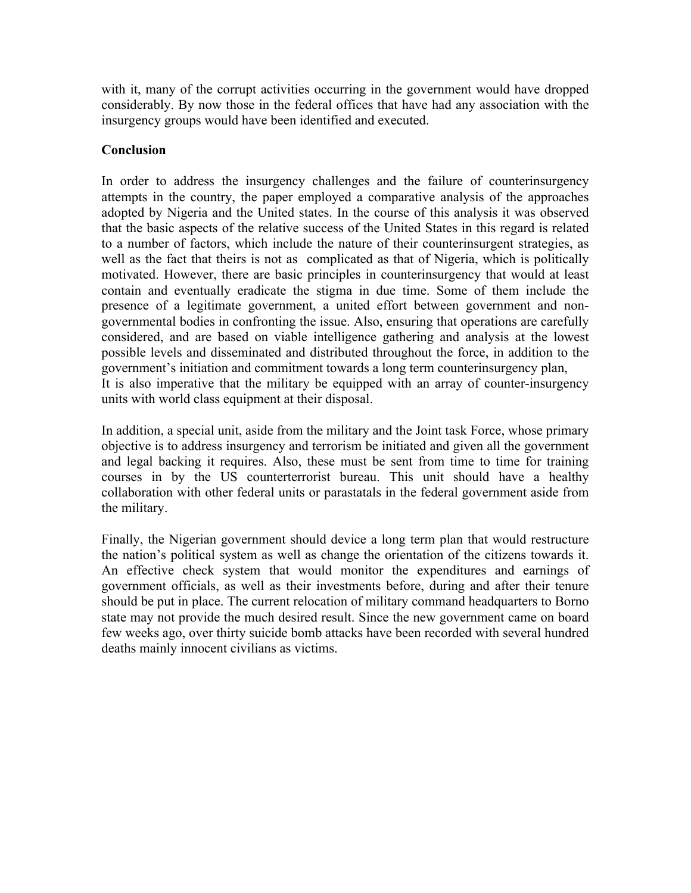with it, many of the corrupt activities occurring in the government would have dropped considerably. By now those in the federal offices that have had any association with the insurgency groups would have been identified and executed.

**Conclusion**

In order to address the insurgency challenges and the failure of counterinsurgency attempts in the country, the paper employed a comparative analysis of the approaches adopted by Nigeria and the United states. In the course of this analysis it was observed that the basic aspects of the relative success of the United States in this regard is related to a number of factors, which include the nature of their counterinsurgent strategies, as well as the fact that theirs is not as complicated as that of Nigeria, which is politically motivated. However, there are basic principles in counterinsurgency that would at least contain and eventually eradicate the stigma in due time. Some of them include the presence of a legitimate government, a united effort between government and non-governmental bodies in confronting the issue. Also, ensuring that operations are carefully considered, and are based on viable intelligence gathering and analysis at the lowest possible levels and disseminated and distributed throughout the force, in addition to the government's initiation and commitment towards a long term counterinsurgency plan,
It is also imperative that the military be equipped with an array of counter-insurgency units with world class equipment at their disposal.

In addition, a special unit, aside from the military and the Joint task Force, whose primary objective is to address insurgency and terrorism be initiated and given all the government and legal backing it requires. Also, these must be sent from time to time for training courses in by the US counterterrorist bureau. This unit should have a healthy collaboration with other federal units or parastatals in the federal government aside from the military.

Finally, the Nigerian government should device a long term plan that would restructure the nation's political system as well as change the orientation of the citizens towards it. An effective check system that would monitor the expenditures and earnings of government officials, as well as their investments before, during and after their tenure should be put in place. The current relocation of military command headquarters to Borno state may not provide the much desired result. Since the new government came on board few weeks ago, over thirty suicide bomb attacks have been recorded with several hundred deaths mainly innocent civilians as victims.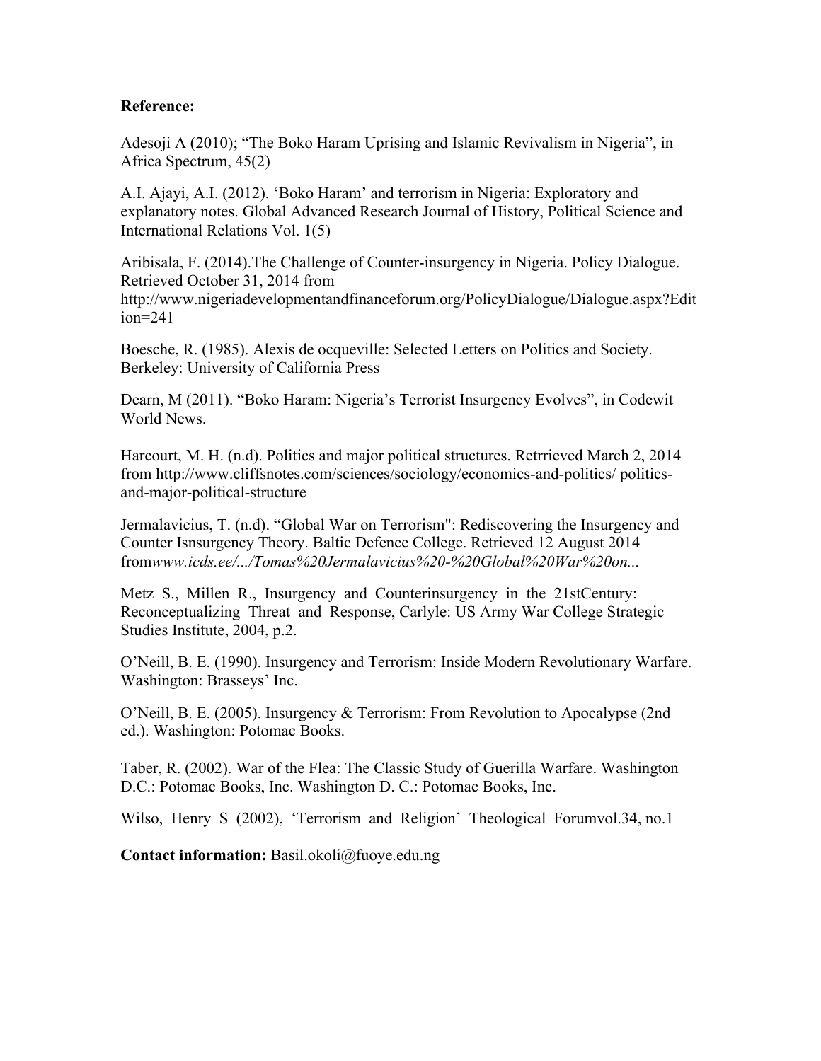**Reference:**

Adesoji A (2010); "The Boko Haram Uprising and Islamic Revivalism in Nigeria", in Africa Spectrum, 45(2)

A.I. Ajayi, A.I. (2012). 'Boko Haram' and terrorism in Nigeria: Exploratory and explanatory notes. Global Advanced Research Journal of History, Political Science and International Relations Vol. 1(5)

Aribisala, F. (2014).The Challenge of Counter-insurgency in Nigeria. Policy Dialogue. Retrieved October 31, 2014 from http://www.nigeriadevelopmentandfinanceforum.org/PolicyDialogue/Dialogue.aspx?Edition=241

Boesche, R. (1985). Alexis de ocqueville: Selected Letters on Politics and Society. Berkeley: University of California Press

Dearn, M (2011). "Boko Haram: Nigeria's Terrorist Insurgency Evolves", in Codewit World News.

Harcourt, M. H. (n.d). Politics and major political structures. Retrrieved March 2, 2014 from http://www.cliffsnotes.com/sciences/sociology/economics-and-politics/ politics-and-major-political-structure

Jermalavicius, T. (n.d). "Global War on Terrorism": Rediscovering the Insurgency and Counter Isnsurgency Theory. Baltic Defence College. Retrieved 12 August 2014 from*www.icds.ee/.../Tomas%20Jermalavicius%20-%20Global%20War%20on...*

Metz S., Millen R., Insurgency and Counterinsurgency in the 21stCentury: Reconceptualizing Threat and Response, Carlyle: US Army War College Strategic Studies Institute, 2004, p.2.

O'Neill, B. E. (1990). Insurgency and Terrorism: Inside Modern Revolutionary Warfare. Washington: Brasseys' Inc.

O'Neill, B. E. (2005). Insurgency & Terrorism: From Revolution to Apocalypse (2nd ed.). Washington: Potomac Books.

Taber, R. (2002). War of the Flea: The Classic Study of Guerilla Warfare. Washington D.C.: Potomac Books, Inc. Washington D. C.: Potomac Books, Inc.

Wilso, Henry S (2002), 'Terrorism and Religion' Theological Forumvol.34, no.1

**Contact information:** Basil.okoli@fuoye.edu.ng